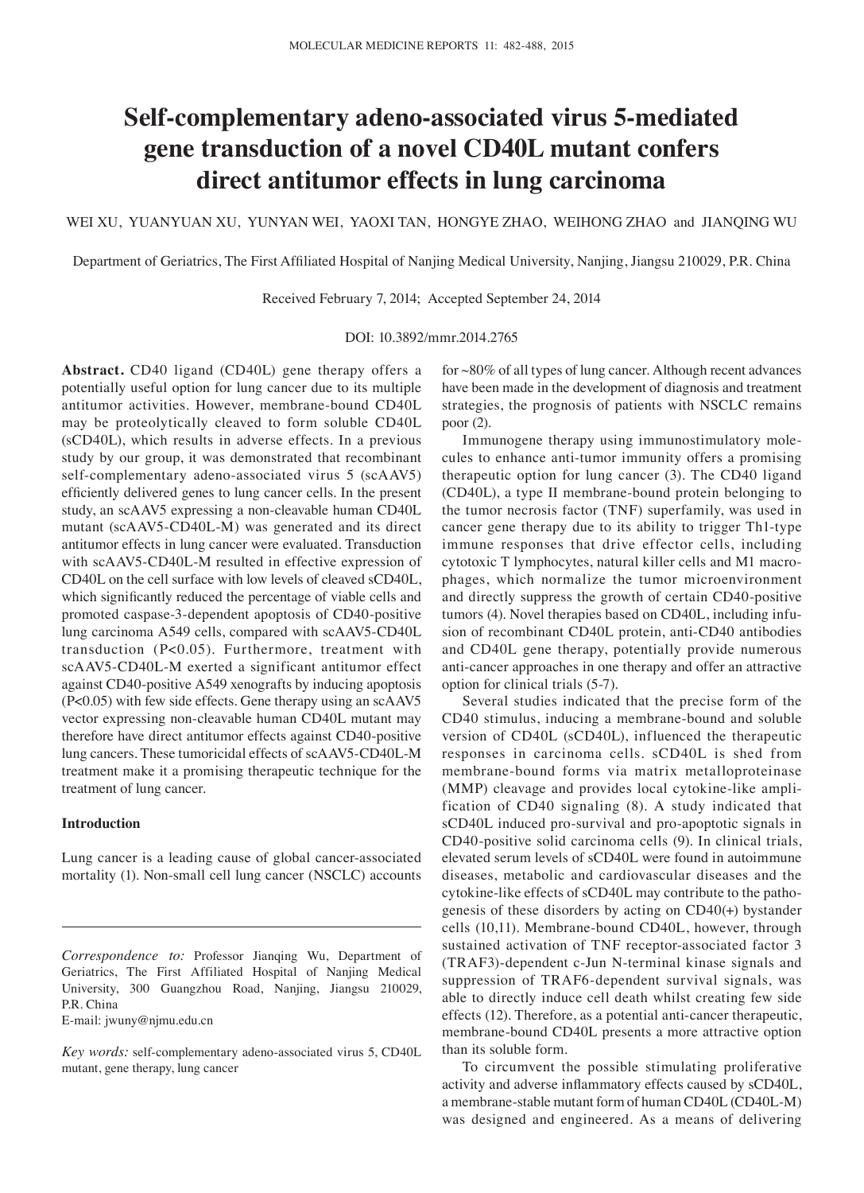# Self-complementary adeno-associated virus 5-mediated gene transduction of a novel CD40L mutant confers direct antitumor effects in lung carcinoma

WEI XU, YUANYUAN XU, YUNYAN WEI, YAOXI TAN, HONGYE ZHAO, WEIHONG ZHAO and JIANQING WU

Department of Geriatrics, The First Affiliated Hospital of Nanjing Medical University, Nanjing, Jiangsu 210029, P.R. China

Received February 7, 2014; Accepted September 24, 2014

DOI: 10.3892/mmr.2014.2765

**Abstract.** CD40 ligand (CD40L) gene therapy offers a potentially useful option for lung cancer due to its multiple antitumor activities. However, membrane-bound CD40L may be proteolytically cleaved to form soluble CD40L (sCD40L), which results in adverse effects. In a previous study by our group, it was demonstrated that recombinant self-complementary adeno-associated virus 5 (scAAV5) efficiently delivered genes to lung cancer cells. In the present study, an scAAV5 expressing a non-cleavable human CD40L mutant (scAAV5-CD40L-M) was generated and its direct antitumor effects in lung cancer were evaluated. Transduction with scAAV5-CD40L-M resulted in effective expression of CD40L on the cell surface with low levels of cleaved sCD40L, which significantly reduced the percentage of viable cells and promoted caspase-3-dependent apoptosis of CD40-positive lung carcinoma A549 cells, compared with scAAV5-CD40L transduction ($P<0.05$). Furthermore, treatment with scAAV5-CD40L-M exerted a significant antitumor effect against CD40-positive A549 xenografts by inducing apoptosis ($P<0.05$) with few side effects. Gene therapy using an scAAV5 vector expressing non-cleavable human CD40L mutant may therefore have direct antitumor effects against CD40-positive lung cancers. These tumoricidal effects of scAAV5-CD40L-M treatment make it a promising therapeutic technique for the treatment of lung cancer.

## Introduction

Lung cancer is a leading cause of global cancer-associated mortality (1). Non-small cell lung cancer (NSCLC) accounts for ~80% of all types of lung cancer. Although recent advances have been made in the development of diagnosis and treatment strategies, the prognosis of patients with NSCLC remains poor (2).

Immunogene therapy using immunostimulatory molecules to enhance anti-tumor immunity offers a promising therapeutic option for lung cancer (3). The CD40 ligand (CD40L), a type II membrane-bound protein belonging to the tumor necrosis factor (TNF) superfamily, was used in cancer gene therapy due to its ability to trigger Th1-type immune responses that drive effector cells, including cytotoxic T lymphocytes, natural killer cells and M1 macrophages, which normalize the tumor microenvironment and directly suppress the growth of certain CD40-positive tumors (4). Novel therapies based on CD40L, including infusion of recombinant CD40L protein, anti-CD40 antibodies and CD40L gene therapy, potentially provide numerous anti-cancer approaches in one therapy and offer an attractive option for clinical trials (5-7).

Several studies indicated that the precise form of the CD40 stimulus, inducing a membrane-bound and soluble version of CD40L (sCD40L), influenced the therapeutic responses in carcinoma cells. sCD40L is shed from membrane-bound forms via matrix metalloproteinase (MMP) cleavage and provides local cytokine-like amplification of CD40 signaling (8). A study indicated that sCD40L induced pro-survival and pro-apoptotic signals in CD40-positive solid carcinoma cells (9). In clinical trials, elevated serum levels of sCD40L were found in autoimmune diseases, metabolic and cardiovascular diseases and the cytokine-like effects of sCD40L may contribute to the pathogenesis of these disorders by acting on CD40(+) bystander cells (10,11). Membrane-bound CD40L, however, through sustained activation of TNF receptor-associated factor 3 (TRAF3)-dependent c-Jun N-terminal kinase signals and suppression of TRAF6-dependent survival signals, was able to directly induce cell death whilst creating few side effects (12). Therefore, as a potential anti-cancer therapeutic, membrane-bound CD40L presents a more attractive option than its soluble form.

To circumvent the possible stimulating proliferative activity and adverse inflammatory effects caused by sCD40L, a membrane-stable mutant form of human CD40L (CD40L-M) was designed and engineered. As a means of delivering

---

*Correspondence to:* Professor Jianqing Wu, Department of Geriatrics, The First Affiliated Hospital of Nanjing Medical University, 300 Guangzhou Road, Nanjing, Jiangsu 210029, P.R. China
E-mail: jwuny@njmu.edu.cn

*Key words:* self-complementary adeno-associated virus 5, CD40L mutant, gene therapy, lung cancer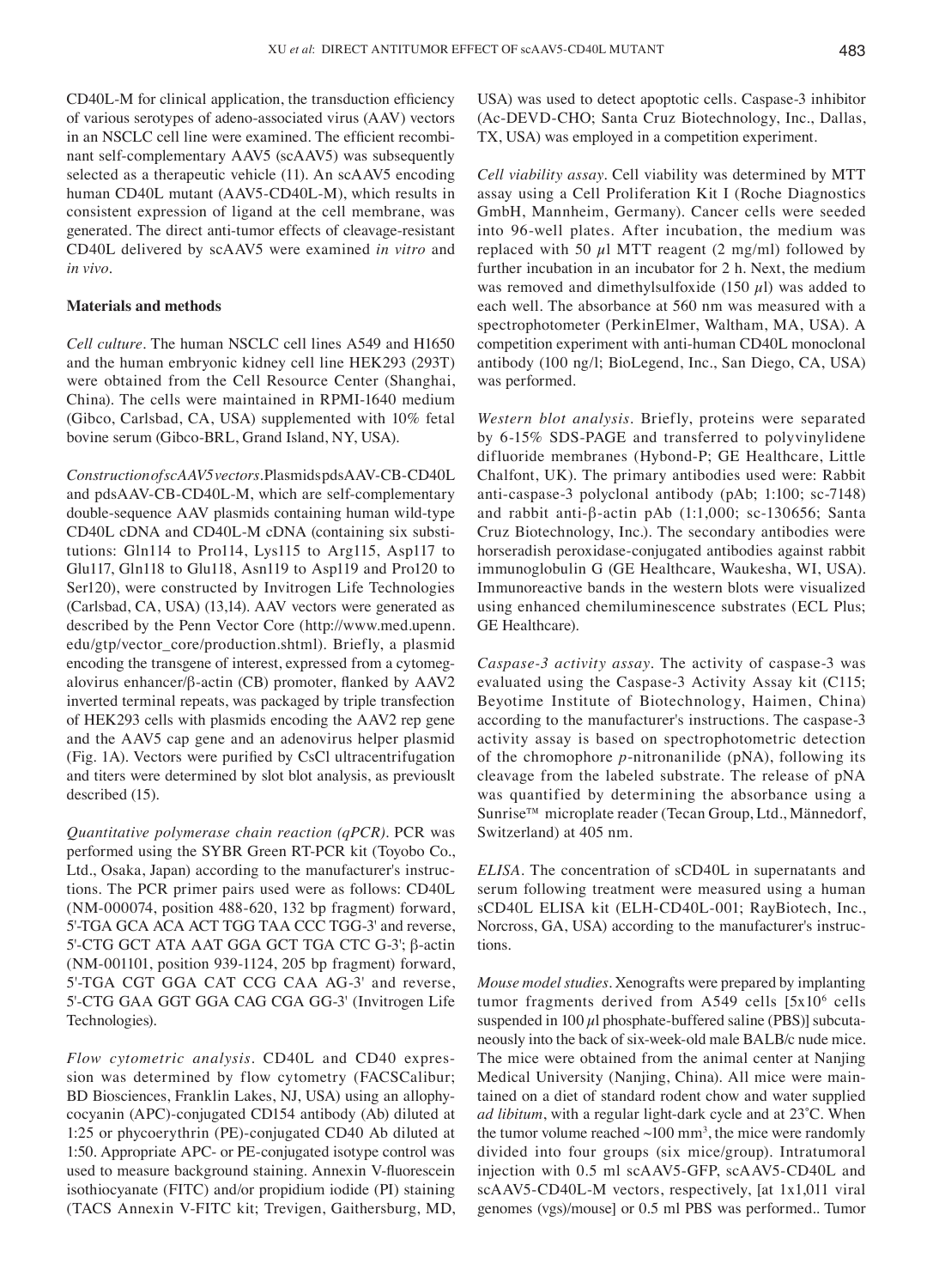CD40L-M for clinical application, the transduction efficiency of various serotypes of adeno-associated virus (AAV) vectors in an NSCLC cell line were examined. The efficient recombinant self-complementary AAV5 (scAAV5) was subsequently selected as a therapeutic vehicle (11). An scAAV5 encoding human CD40L mutant (AAV5-CD40L-M), which results in consistent expression of ligand at the cell membrane, was generated. The direct anti-tumor effects of cleavage-resistant CD40L delivered by scAAV5 were examined *in vitro* and *in vivo*.

## Materials and methods

*Cell culture.* The human NSCLC cell lines A549 and H1650 and the human embryonic kidney cell line HEK293 (293T) were obtained from the Cell Resource Center (Shanghai, China). The cells were maintained in RPMI-1640 medium (Gibco, Carlsbad, CA, USA) supplemented with 10% fetal bovine serum (Gibco-BRL, Grand Island, NY, USA).

*Construction of scAAV5 vectors.* Plasmids pdsAAV-CB-CD40L and pdsAAV-CB-CD40L-M, which are self-complementary double-sequence AAV plasmids containing human wild-type CD40L cDNA and CD40L-M cDNA (containing six substitutions: Gln114 to Pro114, Lys115 to Arg115, Asp117 to Glu117, Gln118 to Glu118, Asn119 to Asp119 and Pro120 to Ser120), were constructed by Invitrogen Life Technologies (Carlsbad, CA, USA) (13,14). AAV vectors were generated as described by the Penn Vector Core (http://www.med.upenn.edu/gtp/vector_core/production.shtml). Briefly, a plasmid encoding the transgene of interest, expressed from a cytomegalovirus enhancer/β-actin (CB) promoter, flanked by AAV2 inverted terminal repeats, was packaged by triple transfection of HEK293 cells with plasmids encoding the AAV2 rep gene and the AAV5 cap gene and an adenovirus helper plasmid (Fig. 1A). Vectors were purified by CsCl ultracentrifugation and titers were determined by slot blot analysis, as previouslt described (15).

*Quantitative polymerase chain reaction (qPCR).* PCR was performed using the SYBR Green RT-PCR kit (Toyobo Co., Ltd., Osaka, Japan) according to the manufacturer's instructions. The PCR primer pairs used were as follows: CD40L (NM-000074, position 488-620, 132 bp fragment) forward, 5'-TGA GCA ACA ACT TGG TAA CCC TGG-3' and reverse, 5'-CTG GCT ATA AAT GGA GCT TGA CTC G-3'; β-actin (NM-001101, position 939-1124, 205 bp fragment) forward, 5'-TGA CGT GGA CAT CCG CAA AG-3' and reverse, 5'-CTG GAA GGT GGA CAG CGA GG-3' (Invitrogen Life Technologies).

*Flow cytometric analysis.* CD40L and CD40 expression was determined by flow cytometry (FACSCalibur; BD Biosciences, Franklin Lakes, NJ, USA) using an allophycocyanin (APC)-conjugated CD154 antibody (Ab) diluted at 1:25 or phycoerythrin (PE)-conjugated CD40 Ab diluted at 1:50. Appropriate APC- or PE-conjugated isotype control was used to measure background staining. Annexin V-fluorescein isothiocyanate (FITC) and/or propidium iodide (PI) staining (TACS Annexin V-FITC kit; Trevigen, Gaithersburg, MD, USA) was used to detect apoptotic cells. Caspase-3 inhibitor (Ac-DEVD-CHO; Santa Cruz Biotechnology, Inc., Dallas, TX, USA) was employed in a competition experiment.

*Cell viability assay.* Cell viability was determined by MTT assay using a Cell Proliferation Kit I (Roche Diagnostics GmbH, Mannheim, Germany). Cancer cells were seeded into 96-well plates. After incubation, the medium was replaced with 50 $\mu$l MTT reagent (2 mg/ml) followed by further incubation in an incubator for 2 h. Next, the medium was removed and dimethylsulfoxide (150 $\mu$l) was added to each well. The absorbance at 560 nm was measured with a spectrophotometer (PerkinElmer, Waltham, MA, USA). A competition experiment with anti-human CD40L monoclonal antibody (100 ng/l; BioLegend, Inc., San Diego, CA, USA) was performed.

*Western blot analysis.* Briefly, proteins were separated by 6-15% SDS-PAGE and transferred to polyvinylidene difluoride membranes (Hybond-P; GE Healthcare, Little Chalfont, UK). The primary antibodies used were: Rabbit anti-caspase-3 polyclonal antibody (pAb; 1:100; sc-7148) and rabbit anti-β-actin pAb (1:1,000; sc-130656; Santa Cruz Biotechnology, Inc.). The secondary antibodies were horseradish peroxidase-conjugated antibodies against rabbit immunoglobulin G (GE Healthcare, Waukesha, WI, USA). Immunoreactive bands in the western blots were visualized using enhanced chemiluminescence substrates (ECL Plus; GE Healthcare).

*Caspase-3 activity assay.* The activity of caspase-3 was evaluated using the Caspase-3 Activity Assay kit (C115; Beyotime Institute of Biotechnology, Haimen, China) according to the manufacturer's instructions. The caspase-3 activity assay is based on spectrophotometric detection of the chromophore *p*-nitronanilide (pNA), following its cleavage from the labeled substrate. The release of pNA was quantified by determining the absorbance using a Sunrise™ microplate reader (Tecan Group, Ltd., Männedorf, Switzerland) at 405 nm.

*ELISA.* The concentration of sCD40L in supernatants and serum following treatment were measured using a human sCD40L ELISA kit (ELH-CD40L-001; RayBiotech, Inc., Norcross, GA, USA) according to the manufacturer's instructions.

*Mouse model studies.* Xenografts were prepared by implanting tumor fragments derived from A549 cells [$5x10^6$ cells suspended in 100 $\mu$l phosphate-buffered saline (PBS)] subcutaneously into the back of six-week-old male BALB/c nude mice. The mice were obtained from the animal center at Nanjing Medical University (Nanjing, China). All mice were maintained on a diet of standard rodent chow and water supplied *ad libitum*, with a regular light-dark cycle and at 23˚C. When the tumor volume reached ~100 mm$^3$, the mice were randomly divided into four groups (six mice/group). Intratumoral injection with 0.5 ml scAAV5-GFP, scAAV5-CD40L and scAAV5-CD40L-M vectors, respectively, [at 1x1,011 viral genomes (vgs)/mouse] or 0.5 ml PBS was performed.. Tumor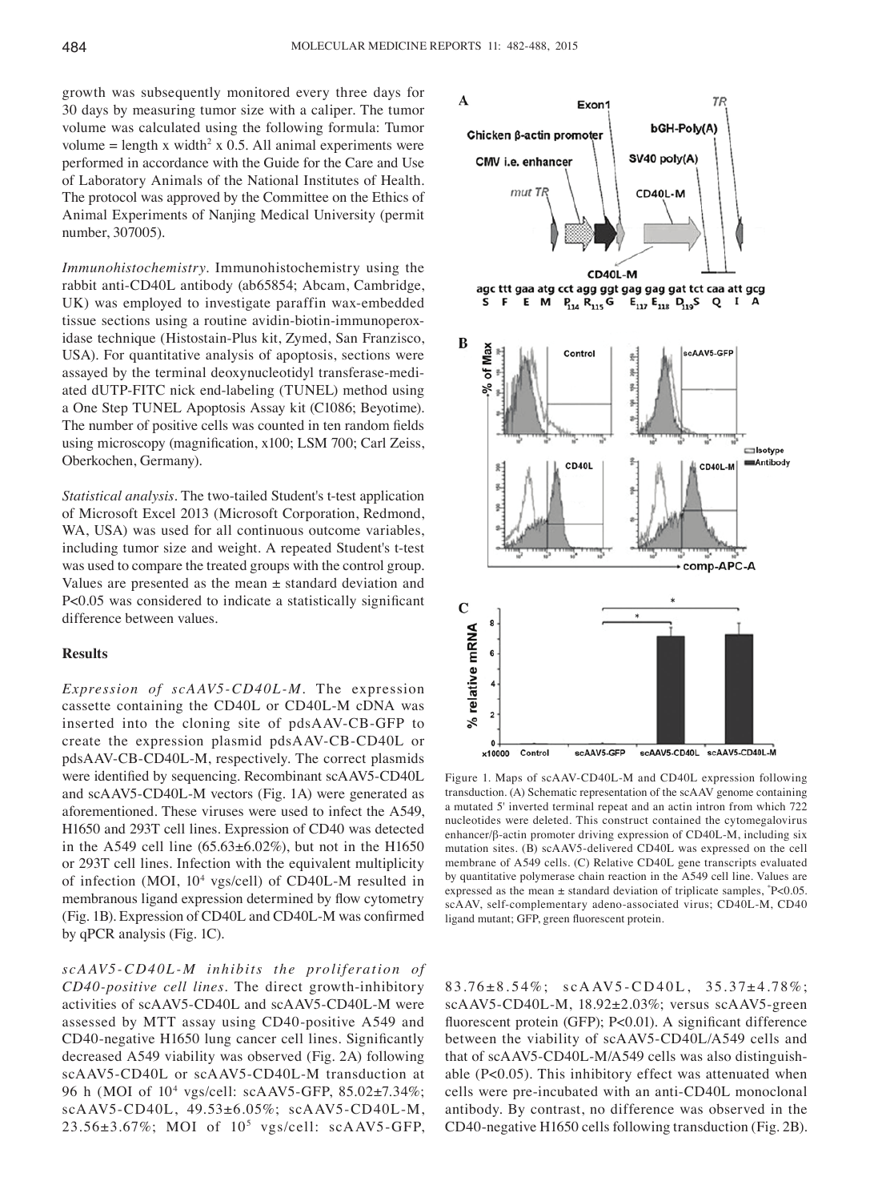growth was subsequently monitored every three days for 30 days by measuring tumor size with a caliper. The tumor volume was calculated using the following formula: Tumor volume = length x width$^2$ x 0.5. All animal experiments were performed in accordance with the Guide for the Care and Use of Laboratory Animals of the National Institutes of Health. The protocol was approved by the Committee on the Ethics of Animal Experiments of Nanjing Medical University (permit number, 307005).

*Immunohistochemistry.* Immunohistochemistry using the rabbit anti-CD40L antibody (ab65854; Abcam, Cambridge, UK) was employed to investigate paraffin wax-embedded tissue sections using a routine avidin-biotin-immunoperoxidase technique (Histostain-Plus kit, Zymed, San Franzisco, USA). For quantitative analysis of apoptosis, sections were assayed by the terminal deoxynucleotidyl transferase-mediated dUTP-FITC nick end-labeling (TUNEL) method using a One Step TUNEL Apoptosis Assay kit (C1086; Beyotime). The number of positive cells was counted in ten random fields using microscopy (magnification, x100; LSM 700; Carl Zeiss, Oberkochen, Germany).

*Statistical analysis.* The two-tailed Student's t-test application of Microsoft Excel 2013 (Microsoft Corporation, Redmond, WA, USA) was used for all continuous outcome variables, including tumor size and weight. A repeated Student's t-test was used to compare the treated groups with the control group. Values are presented as the mean ± standard deviation and P<0.05 was considered to indicate a statistically significant difference between values.

## Results

*Expression of scAAV5-CD40L-M.* The expression cassette containing the CD40L or CD40L-M cDNA was inserted into the cloning site of pdsAAV-CB-GFP to create the expression plasmid pdsAAV-CB-CD40L or pdsAAV-CB-CD40L-M, respectively. The correct plasmids were identified by sequencing. Recombinant scAAV5-CD40L and scAAV5-CD40L-M vectors (Fig. 1A) were generated as aforementioned. These viruses were used to infect the A549, H1650 and 293T cell lines. Expression of CD40 was detected in the A549 cell line (65.63±6.02%), but not in the H1650 or 293T cell lines. Infection with the equivalent multiplicity of infection (MOI, $10^4$ vgs/cell) of CD40L-M resulted in membranous ligand expression determined by flow cytometry (Fig. 1B). Expression of CD40L and CD40L-M was confirmed by qPCR analysis (Fig. 1C).

Figure 1. Maps of scAAV-CD40L-M and CD40L expression following transduction. (A) Schematic representation of the scAAV genome containing a mutated 5' inverted terminal repeat and an actin intron from which 722 nucleotides were deleted. This construct contained the cytomegalovirus enhancer/β-actin promoter driving expression of CD40L-M, including six mutation sites. (B) scAAV5-delivered CD40L was expressed on the cell membrane of A549 cells. (C) Relative CD40L gene transcripts evaluated by quantitative polymerase chain reaction in the A549 cell line. Values are expressed as the mean ± standard deviation of triplicate samples, *P<0.05. scAAV, self-complementary adeno-associated virus; CD40L-M, CD40 ligand mutant; GFP, green fluorescent protein.

*scAAV5-CD40L-M inhibits the proliferation of CD40-positive cell lines.* The direct growth-inhibitory activities of scAAV5-CD40L and scAAV5-CD40L-M were assessed by MTT assay using CD40-positive A549 and CD40-negative H1650 lung cancer cell lines. Significantly decreased A549 viability was observed (Fig. 2A) following scAAV5-CD40L or scAAV5-CD40L-M transduction at 96 h (MOI of $10^4$ vgs/cell: scAAV5-GFP, 85.02±7.34%; scAAV5-CD40L, 49.53±6.05%; scAAV5-CD40L-M, 23.56±3.67%; MOI of $10^5$ vgs/cell: scAAV5-GFP, 83.76±8.54%; scAAV5-CD40L, 35.37±4.78%; scAAV5-CD40L-M, 18.92±2.03%; versus scAAV5-green fluorescent protein (GFP); P<0.01). A significant difference between the viability of scAAV5-CD40L/A549 cells and that of scAAV5-CD40L-M/A549 cells was also distinguishable (P<0.05). This inhibitory effect was attenuated when cells were pre-incubated with an anti-CD40L monoclonal antibody. By contrast, no difference was observed in the CD40-negative H1650 cells following transduction (Fig. 2B).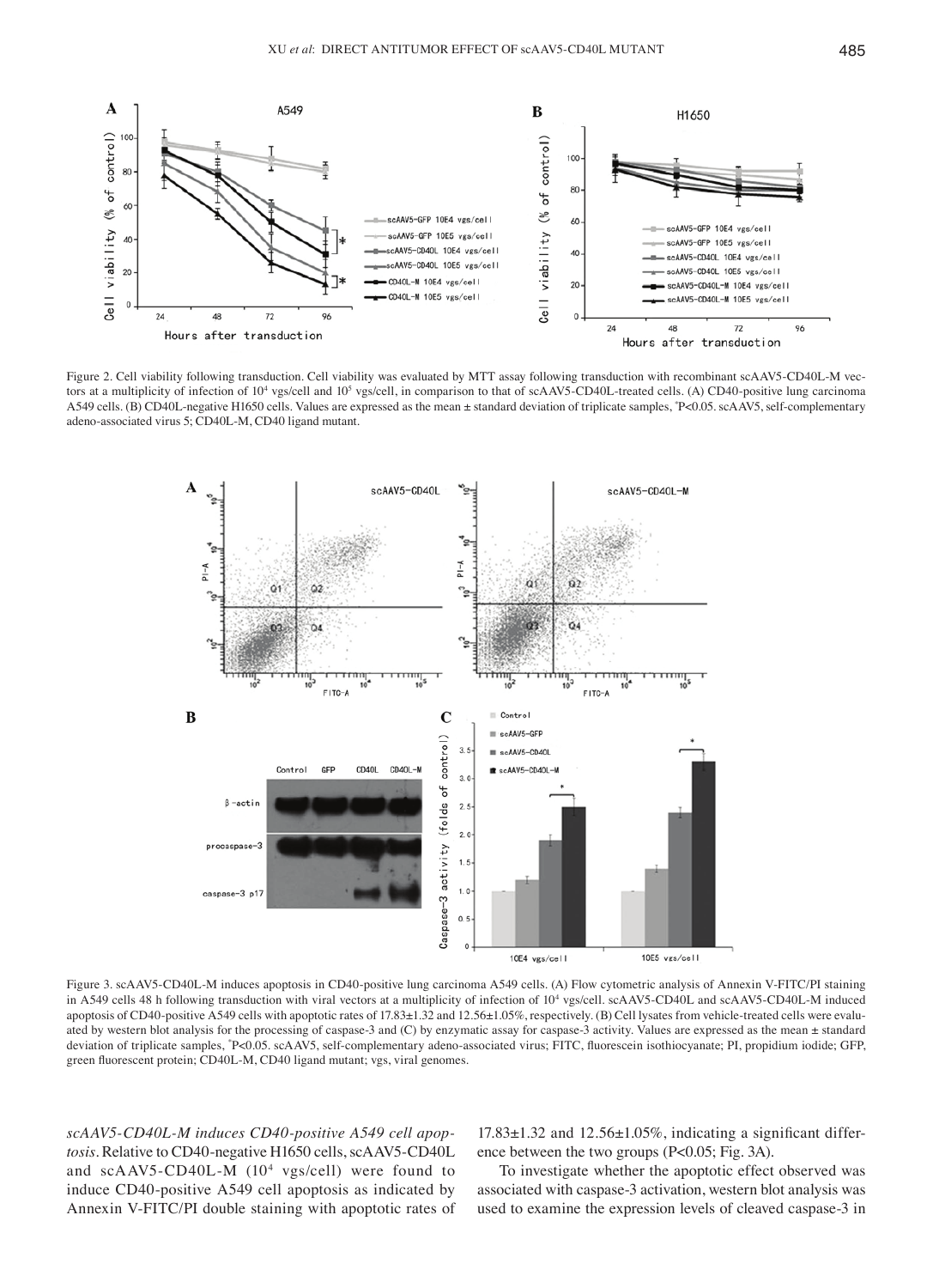Figure 2. Cell viability following transduction. Cell viability was evaluated by MTT assay following transduction with recombinant scAAV5-CD40L-M vectors at a multiplicity of infection of $10^4$ vgs/cell and $10^5$ vgs/cell, in comparison to that of scAAV5-CD40L-treated cells. (A) CD40-positive lung carcinoma A549 cells. (B) CD40L-negative H1650 cells. Values are expressed as the mean ± standard deviation of triplicate samples, *P<0.05. scAAV5, self-complementary adeno-associated virus 5; CD40L-M, CD40 ligand mutant.

Figure 3. scAAV5-CD40L-M induces apoptosis in CD40-positive lung carcinoma A549 cells. (A) Flow cytometric analysis of Annexin V-FITC/PI staining in A549 cells 48 h following transduction with viral vectors at a multiplicity of infection of $10^4$ vgs/cell. scAAV5-CD40L and scAAV5-CD40L-M induced apoptosis of CD40-positive A549 cells with apoptotic rates of 17.83±1.32 and 12.56±1.05%, respectively. (B) Cell lysates from vehicle-treated cells were evaluated by western blot analysis for the processing of caspase-3 and (C) by enzymatic assay for caspase-3 activity. Values are expressed as the mean ± standard deviation of triplicate samples, *P<0.05. scAAV5, self-complementary adeno-associated virus; FITC, fluorescein isothiocyanate; PI, propidium iodide; GFP, green fluorescent protein; CD40L-M, CD40 ligand mutant; vgs, viral genomes.

*scAAV5-CD40L-M induces CD40-positive A549 cell apoptosis.* Relative to CD40-negative H1650 cells, scAAV5-CD40L and scAAV5-CD40L-M ($10^4$ vgs/cell) were found to induce CD40-positive A549 cell apoptosis as indicated by Annexin V-FITC/PI double staining with apoptotic rates of 17.83±1.32 and 12.56±1.05%, indicating a significant difference between the two groups (P<0.05; Fig. 3A).

To investigate whether the apoptotic effect observed was associated with caspase-3 activation, western blot analysis was used to examine the expression levels of cleaved caspase-3 in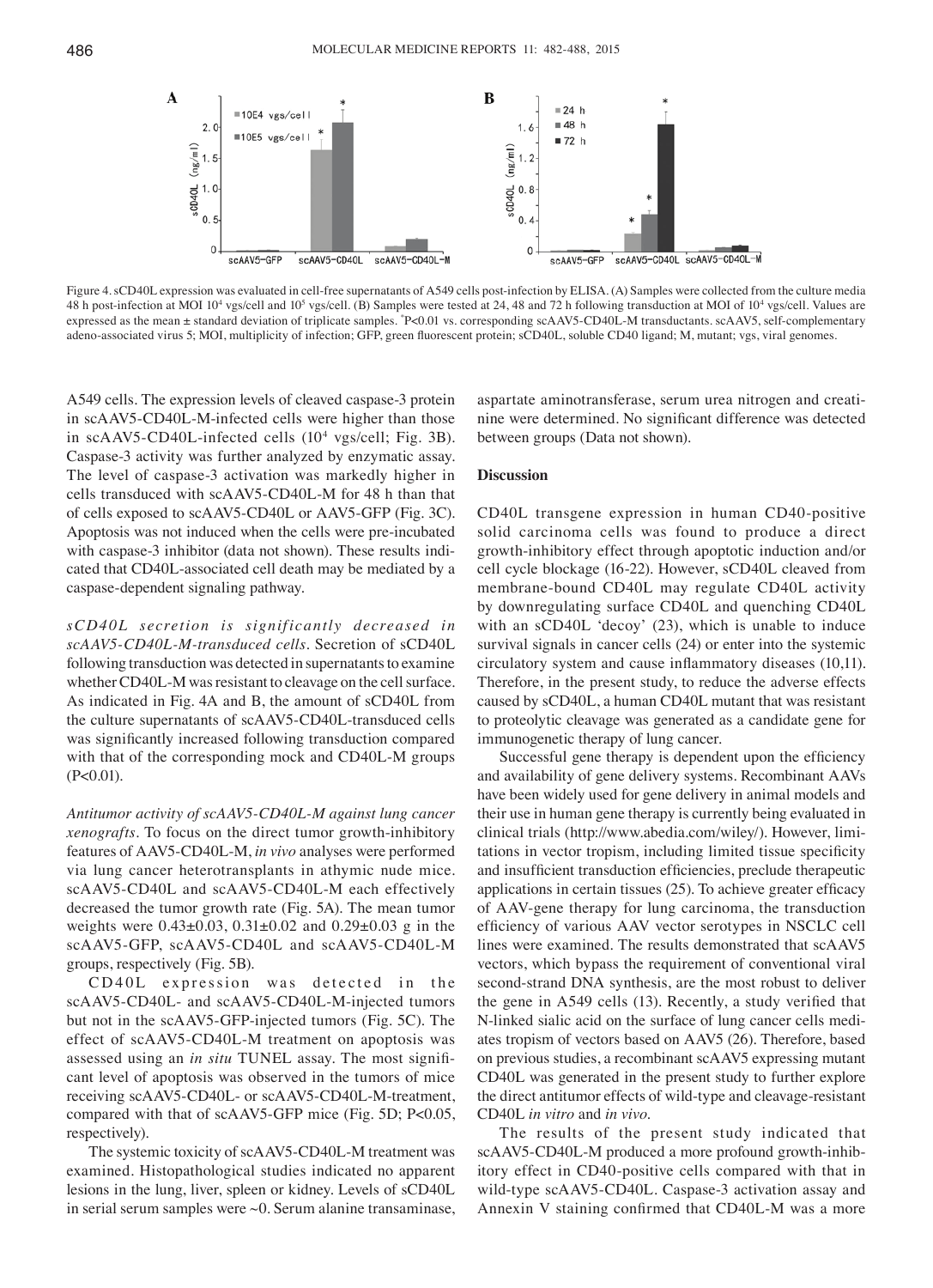Figure 4. sCD40L expression was evaluated in cell-free supernatants of A549 cells post-infection by ELISA. (A) Samples were collected from the culture media 48 h post-infection at MOI $10^4$ vgs/cell and $10^5$ vgs/cell. (B) Samples were tested at 24, 48 and 72 h following transduction at MOI of $10^4$ vgs/cell. Values are expressed as the mean ± standard deviation of triplicate samples. *P<0.01 vs. corresponding scAAV5-CD40L-M transductants. scAAV5, self-complementary adeno-associated virus 5; MOI, multiplicity of infection; GFP, green fluorescent protein; sCD40L, soluble CD40 ligand; M, mutant; vgs, viral genomes.

A549 cells. The expression levels of cleaved caspase-3 protein in scAAV5-CD40L-M-infected cells were higher than those in scAAV5-CD40L-infected cells ($10^4$ vgs/cell; Fig. 3B). Caspase-3 activity was further analyzed by enzymatic assay. The level of caspase-3 activation was markedly higher in cells transduced with scAAV5-CD40L-M for 48 h than that of cells exposed to scAAV5-CD40L or AAV5-GFP (Fig. 3C). Apoptosis was not induced when the cells were pre-incubated with caspase-3 inhibitor (data not shown). These results indicated that CD40L-associated cell death may be mediated by a caspase-dependent signaling pathway.

*sCD40L secretion is significantly decreased in scAAV5-CD40L-M-transduced cells.* Secretion of sCD40L following transduction was detected in supernatants to examine whether CD40L-M was resistant to cleavage on the cell surface. As indicated in Fig. 4A and B, the amount of sCD40L from the culture supernatants of scAAV5-CD40L-transduced cells was significantly increased following transduction compared with that of the corresponding mock and CD40L-M groups (P<0.01).

*Antitumor activity of scAAV5-CD40L-M against lung cancer xenografts.* To focus on the direct tumor growth-inhibitory features of AAV5-CD40L-M, *in vivo* analyses were performed via lung cancer heterotransplants in athymic nude mice. scAAV5-CD40L and scAAV5-CD40L-M each effectively decreased the tumor growth rate (Fig. 5A). The mean tumor weights were 0.43±0.03, 0.31±0.02 and 0.29±0.03 g in the scAAV5-GFP, scAAV5-CD40L and scAAV5-CD40L-M groups, respectively (Fig. 5B).

CD40L expression was detected in the scAAV5-CD40L- and scAAV5-CD40L-M-injected tumors but not in the scAAV5-GFP-injected tumors (Fig. 5C). The effect of scAAV5-CD40L-M treatment on apoptosis was assessed using an *in situ* TUNEL assay. The most significant level of apoptosis was observed in the tumors of mice receiving scAAV5-CD40L- or scAAV5-CD40L-M-treatment, compared with that of scAAV5-GFP mice (Fig. 5D; P<0.05, respectively).

The systemic toxicity of scAAV5-CD40L-M treatment was examined. Histopathological studies indicated no apparent lesions in the lung, liver, spleen or kidney. Levels of sCD40L in serial serum samples were ~0. Serum alanine transaminase, aspartate aminotransferase, serum urea nitrogen and creatinine were determined. No significant difference was detected between groups (Data not shown).

## Discussion

CD40L transgene expression in human CD40-positive solid carcinoma cells was found to produce a direct growth-inhibitory effect through apoptotic induction and/or cell cycle blockage (16-22). However, sCD40L cleaved from membrane-bound CD40L may regulate CD40L activity by downregulating surface CD40L and quenching CD40L with an sCD40L 'decoy' (23), which is unable to induce survival signals in cancer cells (24) or enter into the systemic circulatory system and cause inflammatory diseases (10,11). Therefore, in the present study, to reduce the adverse effects caused by sCD40L, a human CD40L mutant that was resistant to proteolytic cleavage was generated as a candidate gene for immunogenetic therapy of lung cancer.

Successful gene therapy is dependent upon the efficiency and availability of gene delivery systems. Recombinant AAVs have been widely used for gene delivery in animal models and their use in human gene therapy is currently being evaluated in clinical trials (http://www.abedia.com/wiley/). However, limitations in vector tropism, including limited tissue specificity and insufficient transduction efficiencies, preclude therapeutic applications in certain tissues (25). To achieve greater efficacy of AAV-gene therapy for lung carcinoma, the transduction efficiency of various AAV vector serotypes in NSCLC cell lines were examined. The results demonstrated that scAAV5 vectors, which bypass the requirement of conventional viral second-strand DNA synthesis, are the most robust to deliver the gene in A549 cells (13). Recently, a study verified that N-linked sialic acid on the surface of lung cancer cells mediates tropism of vectors based on AAV5 (26). Therefore, based on previous studies, a recombinant scAAV5 expressing mutant CD40L was generated in the present study to further explore the direct antitumor effects of wild-type and cleavage-resistant CD40L *in vitro* and *in vivo*.

The results of the present study indicated that scAAV5-CD40L-M produced a more profound growth-inhibitory effect in CD40-positive cells compared with that in wild-type scAAV5-CD40L. Caspase-3 activation assay and Annexin V staining confirmed that CD40L-M was a more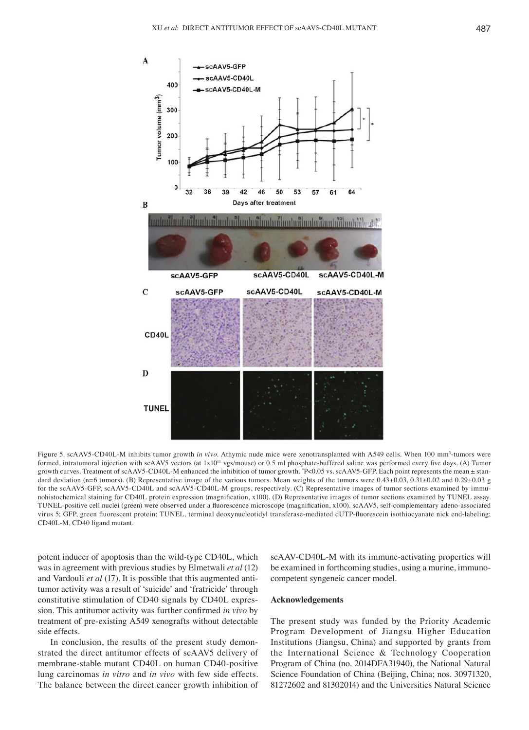Figure 5. scAAV5-CD40L-M inhibits tumor growth *in vivo*. Athymic nude mice were xenotransplanted with A549 cells. When 100 $mm^3$-tumors were formed, intratumoral injection with scAAV5 vectors (at $1x10^{11}$ vgs/mouse) or 0.5 ml phosphate-buffered saline was performed every five days. (A) Tumor growth curves. Treatment of scAAV5-CD40L-M enhanced the inhibition of tumor growth. *P<0.05 vs. scAAV5-GFP. Each point represents the mean ± standard deviation (n=6 tumors). (B) Representative image of the various tumors. Mean weights of the tumors were 0.43±0.03, 0.31±0.02 and 0.29±0.03 g for the scAAV5-GFP, scAAV5-CD40L and scAAV5-CD40L-M groups, respectively. (C) Representative images of tumor sections examined by immunohistochemical staining for CD40L protein expression (magnification, x100). (D) Representative images of tumor sections examined by TUNEL assay. TUNEL-positive cell nuclei (green) were observed under a fluorescence microscope (magnification, x100). scAAV5, self-complementary adeno-associated virus 5; GFP, green fluorescent protein; TUNEL, terminal deoxynucleotidyl transferase-mediated dUTP-fluorescein isothiocyanate nick end-labeling; CD40L-M, CD40 ligand mutant.

potent inducer of apoptosis than the wild-type CD40L, which was in agreement with previous studies by Elmetwali *et al* (12) and Vardouli *et al* (17). It is possible that this augmented antitumor activity was a result of 'suicide' and 'fratricide' through constitutive stimulation of CD40 signals by CD40L expression. This antitumor activity was further confirmed *in vivo* by treatment of pre-existing A549 xenografts without detectable side effects.

In conclusion, the results of the present study demonstrated the direct antitumor effects of scAAV5 delivery of membrane-stable mutant CD40L on human CD40-positive lung carcinomas *in vitro* and *in vivo* with few side effects. The balance between the direct cancer growth inhibition of scAAV-CD40L-M with its immune-activating properties will be examined in forthcoming studies, using a murine, immunocompetent syngeneic cancer model.

## Acknowledgements

The present study was funded by the Priority Academic Program Development of Jiangsu Higher Education Institutions (Jiangsu, China) and supported by grants from the International Science & Technology Cooperation Program of China (no. 2014DFA31940), the National Natural Science Foundation of China (Beijing, China; nos. 30971320, 81272602 and 81302014) and the Universities Natural Science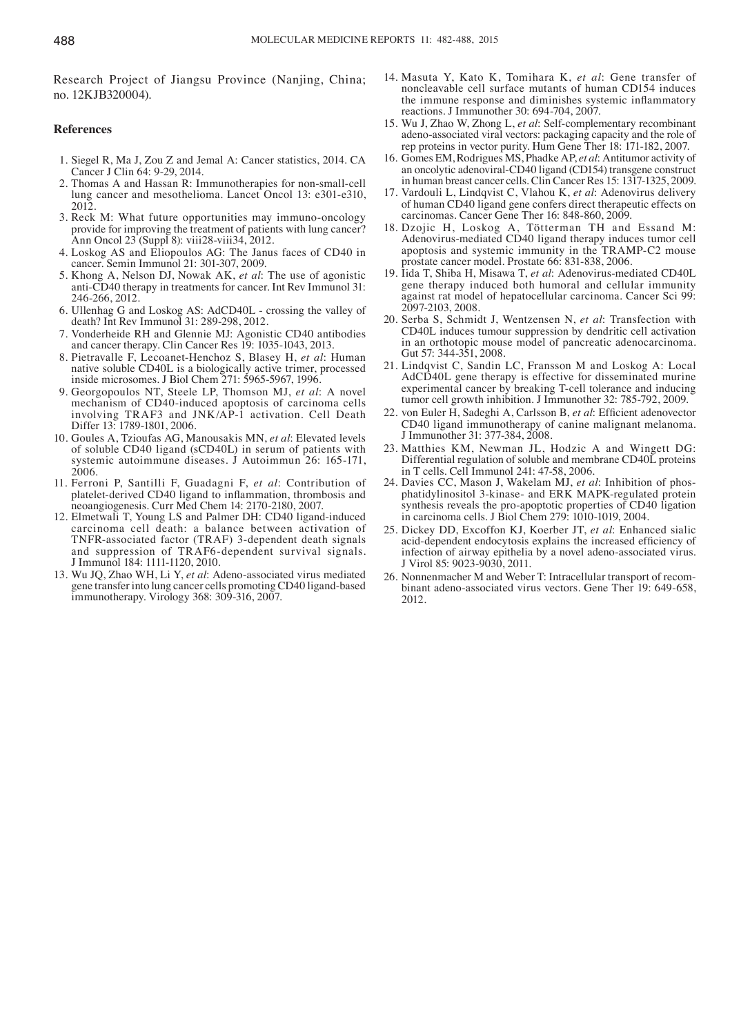Research Project of Jiangsu Province (Nanjing, China; no. 12KJB320004).

## References

1. Siegel R, Ma J, Zou Z and Jemal A: Cancer statistics, 2014. CA Cancer J Clin 64: 9-29, 2014.
2. Thomas A and Hassan R: Immunotherapies for non-small-cell lung cancer and mesothelioma. Lancet Oncol 13: e301-e310, 2012.
3. Reck M: What future opportunities may immuno-oncology provide for improving the treatment of patients with lung cancer? Ann Oncol 23 (Suppl 8): viii28-viii34, 2012.
4. Loskog AS and Eliopoulos AG: The Janus faces of CD40 in cancer. Semin Immunol 21: 301-307, 2009.
5. Khong A, Nelson DJ, Nowak AK, *et al*: The use of agonistic anti-CD40 therapy in treatments for cancer. Int Rev Immunol 31: 246-266, 2012.
6. Ullenhag G and Loskog AS: AdCD40L - crossing the valley of death? Int Rev Immunol 31: 289-298, 2012.
7. Vonderheide RH and Glennie MJ: Agonistic CD40 antibodies and cancer therapy. Clin Cancer Res 19: 1035-1043, 2013.
8. Pietravalle F, Lecoanet-Henchoz S, Blasey H, *et al*: Human native soluble CD40L is a biologically active trimer, processed inside microsomes. J Biol Chem 271: 5965-5967, 1996.
9. Georgopoulos NT, Steele LP, Thomson MJ, *et al*: A novel mechanism of CD40-induced apoptosis of carcinoma cells involving TRAF3 and JNK/AP-1 activation. Cell Death Differ 13: 1789-1801, 2006.
10. Goules A, Tzioufas AG, Manousakis MN, *et al*: Elevated levels of soluble CD40 ligand (sCD40L) in serum of patients with systemic autoimmune diseases. J Autoimmun 26: 165-171, 2006.
11. Ferroni P, Santilli F, Guadagni F, *et al*: Contribution of platelet-derived CD40 ligand to inflammation, thrombosis and neoangiogenesis. Curr Med Chem 14: 2170-2180, 2007.
12. Elmetwali T, Young LS and Palmer DH: CD40 ligand-induced carcinoma cell death: a balance between activation of TNFR-associated factor (TRAF) 3-dependent death signals and suppression of TRAF6-dependent survival signals. J Immunol 184: 1111-1120, 2010.
13. Wu JQ, Zhao WH, Li Y, *et al*: Adeno-associated virus mediated gene transfer into lung cancer cells promoting CD40 ligand-based immunotherapy. Virology 368: 309-316, 2007.
14. Masuta Y, Kato K, Tomihara K, *et al*: Gene transfer of noncleavable cell surface mutants of human CD154 induces the immune response and diminishes systemic inflammatory reactions. J Immunother 30: 694-704, 2007.
15. Wu J, Zhao W, Zhong L, *et al*: Self-complementary recombinant adeno-associated viral vectors: packaging capacity and the role of rep proteins in vector purity. Hum Gene Ther 18: 171-182, 2007.
16. Gomes EM, Rodrigues MS, Phadke AP, *et al*: Antitumor activity of an oncolytic adenoviral-CD40 ligand (CD154) transgene construct in human breast cancer cells. Clin Cancer Res 15: 1317-1325, 2009.
17. Vardouli L, Lindqvist C, Vlahou K, *et al*: Adenovirus delivery of human CD40 ligand gene confers direct therapeutic effects on carcinomas. Cancer Gene Ther 16: 848-860, 2009.
18. Dzojic H, Loskog A, Tötterman TH and Essand M: Adenovirus-mediated CD40 ligand therapy induces tumor cell apoptosis and systemic immunity in the TRAMP-C2 mouse prostate cancer model. Prostate 66: 831-838, 2006.
19. Iida T, Shiba H, Misawa T, *et al*: Adenovirus-mediated CD40L gene therapy induced both humoral and cellular immunity against rat model of hepatocellular carcinoma. Cancer Sci 99: 2097-2103, 2008.
20. Serba S, Schmidt J, Wentzensen N, *et al*: Transfection with CD40L induces tumour suppression by dendritic cell activation in an orthotopic mouse model of pancreatic adenocarcinoma. Gut 57: 344-351, 2008.
21. Lindqvist C, Sandin LC, Fransson M and Loskog A: Local AdCD40L gene therapy is effective for disseminated murine experimental cancer by breaking T-cell tolerance and inducing tumor cell growth inhibition. J Immunother 32: 785-792, 2009.
22. von Euler H, Sadeghi A, Carlsson B, *et al*: Efficient adenovector CD40 ligand immunotherapy of canine malignant melanoma. J Immunother 31: 377-384, 2008.
23. Matthies KM, Newman JL, Hodzic A and Wingett DG: Differential regulation of soluble and membrane CD40L proteins in T cells. Cell Immunol 241: 47-58, 2006.
24. Davies CC, Mason J, Wakelam MJ, *et al*: Inhibition of phosphatidylinositol 3-kinase- and ERK MAPK-regulated protein synthesis reveals the pro-apoptotic properties of CD40 ligation in carcinoma cells. J Biol Chem 279: 1010-1019, 2004.
25. Dickey DD, Excoffon KJ, Koerber JT, *et al*: Enhanced sialic acid-dependent endocytosis explains the increased efficiency of infection of airway epithelia by a novel adeno-associated virus. J Virol 85: 9023-9030, 2011.
26. Nonnenmacher M and Weber T: Intracellular transport of recombinant adeno-associated virus vectors. Gene Ther 19: 649-658, 2012.